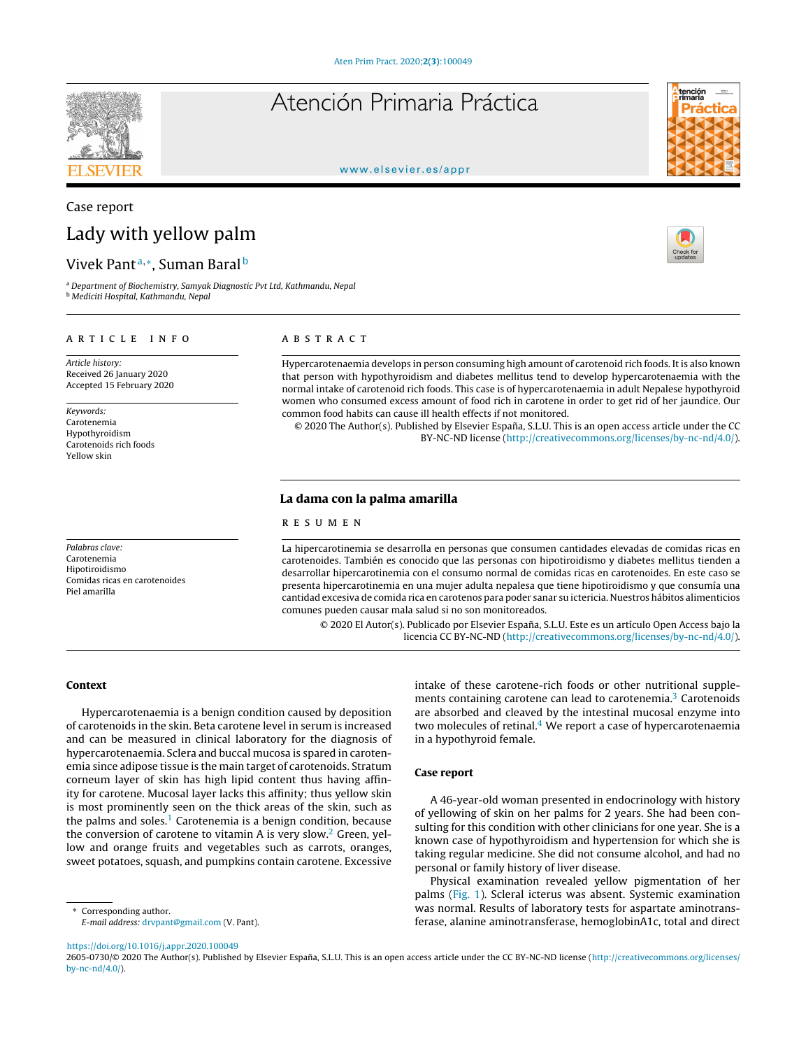Case report

# Lady with yellow palm

Vivek Pant[a,*], Suman Baral[b]

[a] Department of Biochemistry, Samyak Diagnostic Pvt Ltd, Kathmandu, Nepal
[b] Mediciti Hospital, Kathmandu, Nepal

## ARTICLE INFO

*Article history:*
Received 26 January 2020
Accepted 15 February 2020

*Keywords:*
Carotenemia
Hypothyroidism
Carotenoids rich foods
Yellow skin

## ABSTRACT

Hypercarotenaemia develops in person consuming high amount of carotenoid rich foods. It is also known that person with hypothyroidism and diabetes mellitus tend to develop hypercarotenaemia with the normal intake of carotenoid rich foods. This case is of hypercarotenaemia in adult Nepalese hypothyroid women who consumed excess amount of food rich in carotene in order to get rid of her jaundice. Our common food habits can cause ill health effects if not monitored.

© 2020 The Author(s). Published by Elsevier España, S.L.U. This is an open access article under the CC BY-NC-ND license (http://creativecommons.org/licenses/by-nc-nd/4.0/).

## La dama con la palma amarilla

*Palabras clave:*
Carotenemia
Hipotiroidismo
Comidas ricas en carotenoides
Piel amarilla

## RESUMEN

La hipercarotinemia se desarrolla en personas que consumen cantidades elevadas de comidas ricas en carotenoides. También es conocido que las personas con hipotiroidismo y diabetes mellitus tienden a desarrollar hipercarotinemia con el consumo normal de comidas ricas en carotenoides. En este caso se presenta hipercarotinemia en una mujer adulta nepalesa que tiene hipotiroidismo y que consumía una cantidad excesiva de comida rica en carotenos para poder sanar su ictericia. Nuestros hábitos alimenticios comunes pueden causar mala salud si no son monitoreados.

© 2020 El Autor(s). Publicado por Elsevier España, S.L.U. Este es un artículo Open Access bajo la licencia CC BY-NC-ND (http://creativecommons.org/licenses/by-nc-nd/4.0/).

## Context

Hypercarotenaemia is a benign condition caused by deposition of carotenoids in the skin. Beta carotene level in serum is increased and can be measured in clinical laboratory for the diagnosis of hypercarotenaemia. Sclera and buccal mucosa is spared in carotenemia since adipose tissue is the main target of carotenoids. Stratum corneum layer of skin has high lipid content thus having affinity for carotene. Mucosal layer lacks this affinity; thus yellow skin is most prominently seen on the thick areas of the skin, such as the palms and soles.[1] Carotenemia is a benign condition, because the conversion of carotene to vitamin A is very slow.[2] Green, yellow and orange fruits and vegetables such as carrots, oranges, sweet potatoes, squash, and pumpkins contain carotene. Excessive intake of these carotene-rich foods or other nutritional supplements containing carotene can lead to carotenemia.[3] Carotenoids are absorbed and cleaved by the intestinal mucosal enzyme into two molecules of retinal.[4] We report a case of hypercarotenaemia in a hypothyroid female.

## Case report

A 46-year-old woman presented in endocrinology with history of yellowing of skin on her palms for 2 years. She had been consulting for this condition with other clinicians for one year. She is a known case of hypothyroidism and hypertension for which she is taking regular medicine. She did not consume alcohol, and had no personal or family history of liver disease.

Physical examination revealed yellow pigmentation of her palms (Fig. 1). Scleral icterus was absent. Systemic examination was normal. Results of laboratory tests for aspartate aminotransferase, alanine aminotransferase, hemoglobinA1c, total and direct

\* Corresponding author.
*E-mail address:* drvpant@gmail.com (V. Pant).

https://doi.org/10.1016/j.appr.2020.100049
2605-0730/© 2020 The Author(s). Published by Elsevier España, S.L.U. This is an open access article under the CC BY-NC-ND license (http://creativecommons.org/licenses/by-nc-nd/4.0/).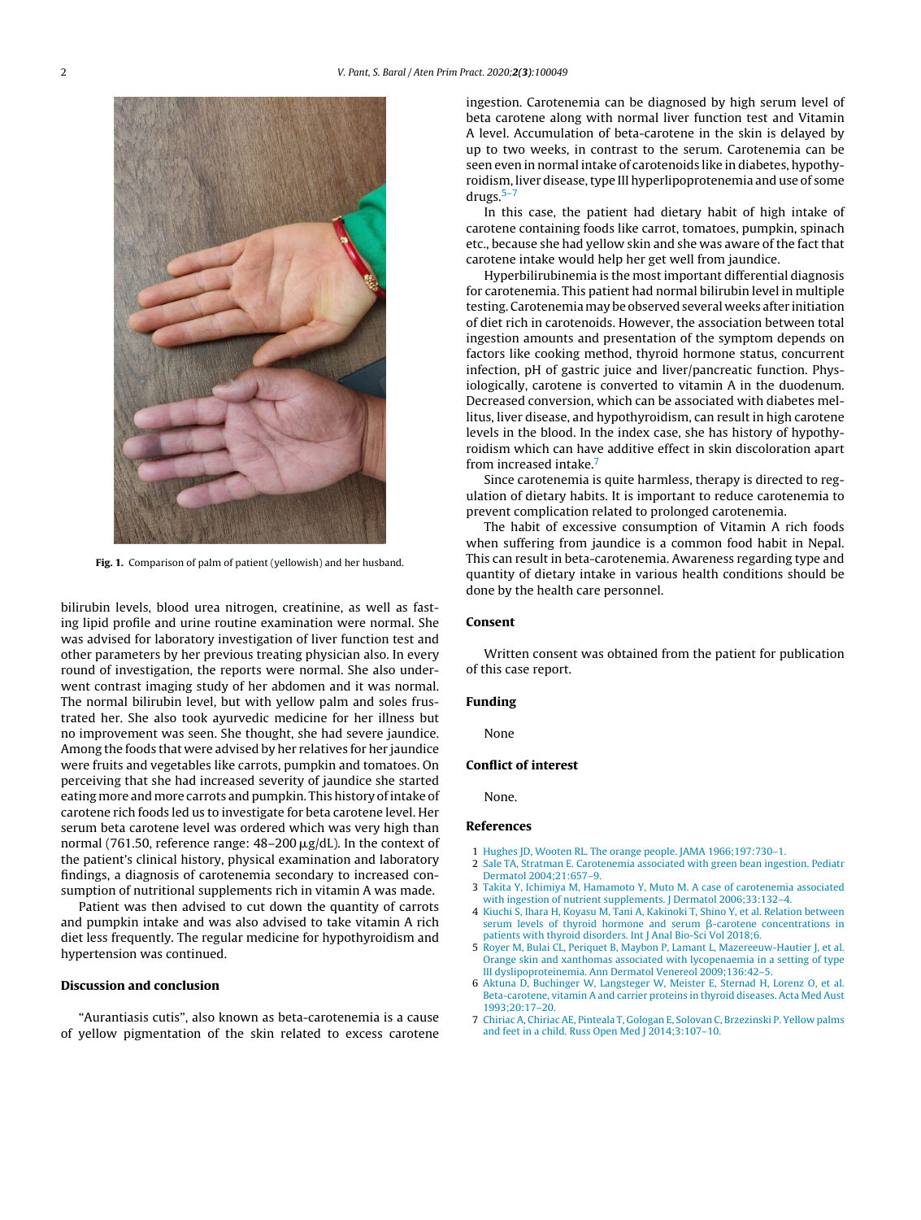Fig. 1. Comparison of palm of patient (yellowish) and her husband.

bilirubin levels, blood urea nitrogen, creatinine, as well as fasting lipid profile and urine routine examination were normal. She was advised for laboratory investigation of liver function test and other parameters by her previous treating physician also. In every round of investigation, the reports were normal. She also underwent contrast imaging study of her abdomen and it was normal. The normal bilirubin level, but with yellow palm and soles frustrated her. She also took ayurvedic medicine for her illness but no improvement was seen. She thought, she had severe jaundice. Among the foods that were advised by her relatives for her jaundice were fruits and vegetables like carrots, pumpkin and tomatoes. On perceiving that she had increased severity of jaundice she started eating more and more carrots and pumpkin. This history of intake of carotene rich foods led us to investigate for beta carotene level. Her serum beta carotene level was ordered which was very high than normal (761.50, reference range: 48–200 μg/dL). In the context of the patient's clinical history, physical examination and laboratory findings, a diagnosis of carotenemia secondary to increased consumption of nutritional supplements rich in vitamin A was made.

Patient was then advised to cut down the quantity of carrots and pumpkin intake and was also advised to take vitamin A rich diet less frequently. The regular medicine for hypothyroidism and hypertension was continued.

## Discussion and conclusion

"Aurantiasis cutis", also known as beta-carotenemia is a cause of yellow pigmentation of the skin related to excess carotene ingestion. Carotenemia can be diagnosed by high serum level of beta carotene along with normal liver function test and Vitamin A level. Accumulation of beta-carotene in the skin is delayed by up to two weeks, in contrast to the serum. Carotenemia can be seen even in normal intake of carotenoids like in diabetes, hypothyroidism, liver disease, type III hyperlipoprotenemia and use of some drugs.[5–7]

In this case, the patient had dietary habit of high intake of carotene containing foods like carrot, tomatoes, pumpkin, spinach etc., because she had yellow skin and she was aware of the fact that carotene intake would help her get well from jaundice.

Hyperbilirubinemia is the most important differential diagnosis for carotenemia. This patient had normal bilirubin level in multiple testing. Carotenemia may be observed several weeks after initiation of diet rich in carotenoids. However, the association between total ingestion amounts and presentation of the symptom depends on factors like cooking method, thyroid hormone status, concurrent infection, pH of gastric juice and liver/pancreatic function. Physiologically, carotene is converted to vitamin A in the duodenum. Decreased conversion, which can be associated with diabetes mellitus, liver disease, and hypothyroidism, can result in high carotene levels in the blood. In the index case, she has history of hypothyroidism which can have additive effect in skin discoloration apart from increased intake.[7]

Since carotenemia is quite harmless, therapy is directed to regulation of dietary habits. It is important to reduce carotenemia to prevent complication related to prolonged carotenemia.

The habit of excessive consumption of Vitamin A rich foods when suffering from jaundice is a common food habit in Nepal. This can result in beta-carotenemia. Awareness regarding type and quantity of dietary intake in various health conditions should be done by the health care personnel.

## Consent

Written consent was obtained from the patient for publication of this case report.

## Funding

None

## Conflict of interest

None.

## References

1. Hughes JD, Wooten RL. The orange people. JAMA 1966;197:730–1.
2. Sale TA, Stratman E. Carotenemia associated with green bean ingestion. Pediatr Dermatol 2004;21:657–9.
3. Takita Y, Ichimiya M, Hamamoto Y, Muto M. A case of carotenemia associated with ingestion of nutrient supplements. J Dermatol 2006;33:132–4.
4. Kiuchi S, Ihara H, Koyasu M, Tani A, Kakinoki T, Shino Y, et al. Relation between serum levels of thyroid hormone and serum β-carotene concentrations in patients with thyroid disorders. Int J Anal Bio-Sci Vol 2018;6.
5. Royer M, Bulai CL, Periquet B, Maybon P, Lamant L, Mazereeuw-Hautier J, et al. Orange skin and xanthomas associated with lycopenaemia in a setting of type III dyslipoproteinemia. Ann Dermatol Venereol 2009;136:42–5.
6. Aktuna D, Buchinger W, Langsteger W, Meister E, Sternad H, Lorenz O, et al. Beta-carotene, vitamin A and carrier proteins in thyroid diseases. Acta Med Aust 1993;20:17–20.
7. Chiriac A, Chiriac AE, Pinteala T, Gologan E, Solovan C, Brzezinski P. Yellow palms and feet in a child. Russ Open Med J 2014;3:107–10.